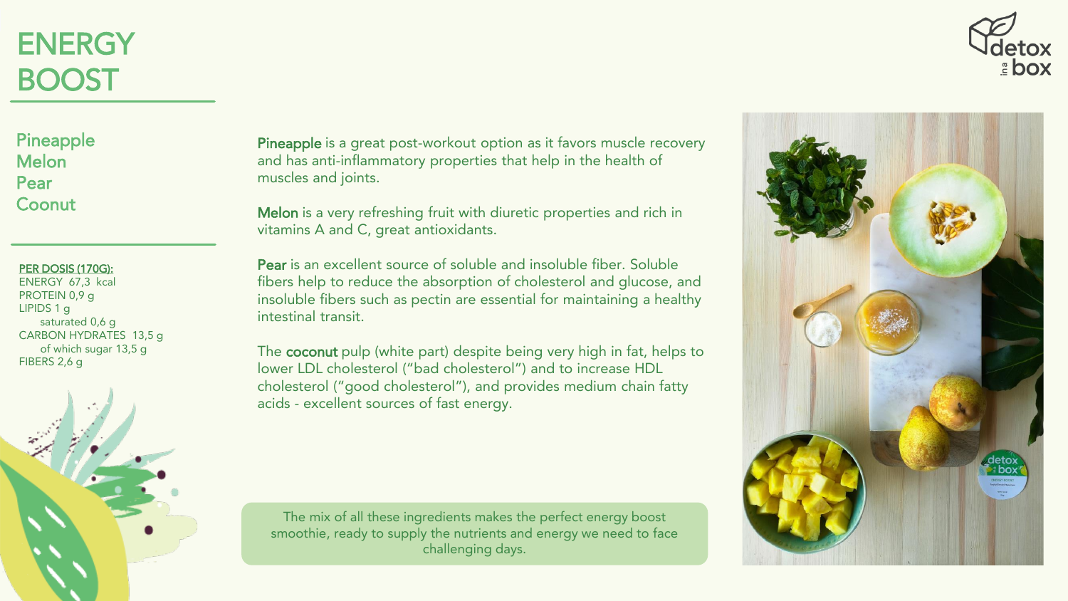# ENERGY BOOST

## Pineapple
## Melon
## Pear
## Coonut

**PER DOSIS (170G):**

ENERGY 67,3 kcal
PROTEIN 0,9 g
LIPIDS 1 g
- saturated 0,6 g

CARBON HYDRATES 13,5 g
- of which sugar 13,5 g

FIBERS 2,6 g

**Pineapple** is a great post-workout option as it favors muscle recovery and has anti-inflammatory properties that help in the health of muscles and joints.

**Melon** is a very refreshing fruit with diuretic properties and rich in vitamins A and C, great antioxidants.

**Pear** is an excellent source of soluble and insoluble fiber. Soluble fibers help to reduce the absorption of cholesterol and glucose, and insoluble fibers such as pectin are essential for maintaining a healthy intestinal transit.

The **coconut** pulp (white part) despite being very high in fat, helps to lower LDL cholesterol ("bad cholesterol") and to increase HDL cholesterol ("good cholesterol"), and provides medium chain fatty acids - excellent sources of fast energy.

The mix of all these ingredients makes the perfect energy boost smoothie, ready to supply the nutrients and energy we need to face challenging days.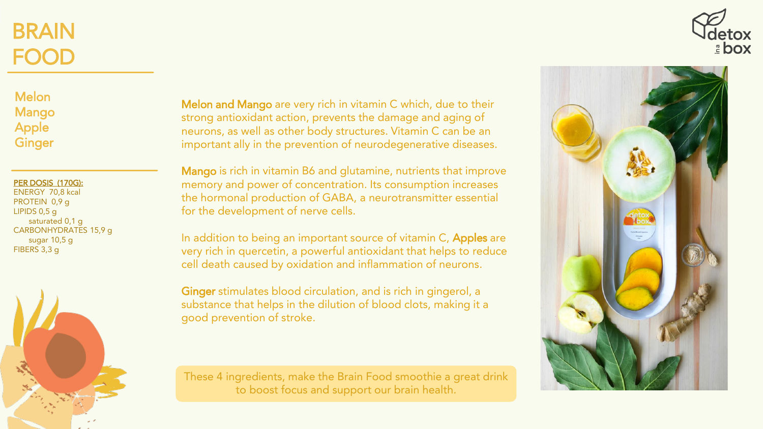# BRAIN FOOD

Melon
Mango
Apple
Ginger

**PER DOSIS (170G):**
ENERGY 70,8 kcal
PROTEIN 0,9 g
LIPIDS 0,5 g
saturated 0,1 g
CARBONHYDRATES 15,9 g
sugar 10,5 g
FIBERS 3,3 g

**Melon and Mango** are very rich in vitamin C which, due to their strong antioxidant action, prevents the damage and aging of neurons, as well as other body structures. Vitamin C can be an important ally in the prevention of neurodegenerative diseases.

**Mango** is rich in vitamin B6 and glutamine, nutrients that improve memory and power of concentration. Its consumption increases the hormonal production of GABA, a neurotransmitter essential for the development of nerve cells.

In addition to being an important source of vitamin C, **Apples** are very rich in quercetin, a powerful antioxidant that helps to reduce cell death caused by oxidation and inflammation of neurons.

**Ginger** stimulates blood circulation, and is rich in gingerol, a substance that helps in the dilution of blood clots, making it a good prevention of stroke.

These 4 ingredients, make the Brain Food smoothie a great drink to boost focus and support our brain health.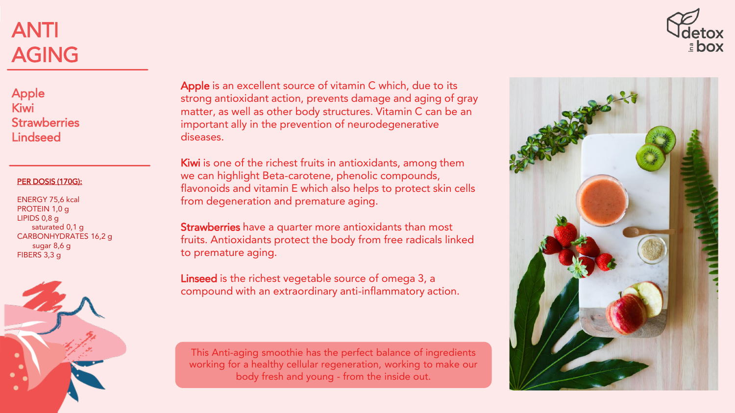# ANTI AGING

Apple
Kiwi
Strawberries
Lindseed

PER DOSIS (170G):

ENERGY 75,6 kcal
PROTEIN 1,0 g
LIPIDS 0,8 g
saturated 0,1 g
CARBONHYDRATES 16,2 g
sugar 8,6 g
FIBERS 3,3 g

**Apple** is an excellent source of vitamin C which, due to its strong antioxidant action, prevents damage and aging of gray matter, as well as other body structures. Vitamin C can be an important ally in the prevention of neurodegenerative diseases.

**Kiwi** is one of the richest fruits in antioxidants, among them we can highlight Beta-carotene, phenolic compounds, flavonoids and vitamin E which also helps to protect skin cells from degeneration and premature aging.

**Strawberries** have a quarter more antioxidants than most fruits. Antioxidants protect the body from free radicals linked to premature aging.

**Linseed** is the richest vegetable source of omega 3, a compound with an extraordinary anti-inflammatory action.

This Anti-aging smoothie has the perfect balance of ingredients working for a healthy cellular regeneration, working to make our body fresh and young - from the inside out.